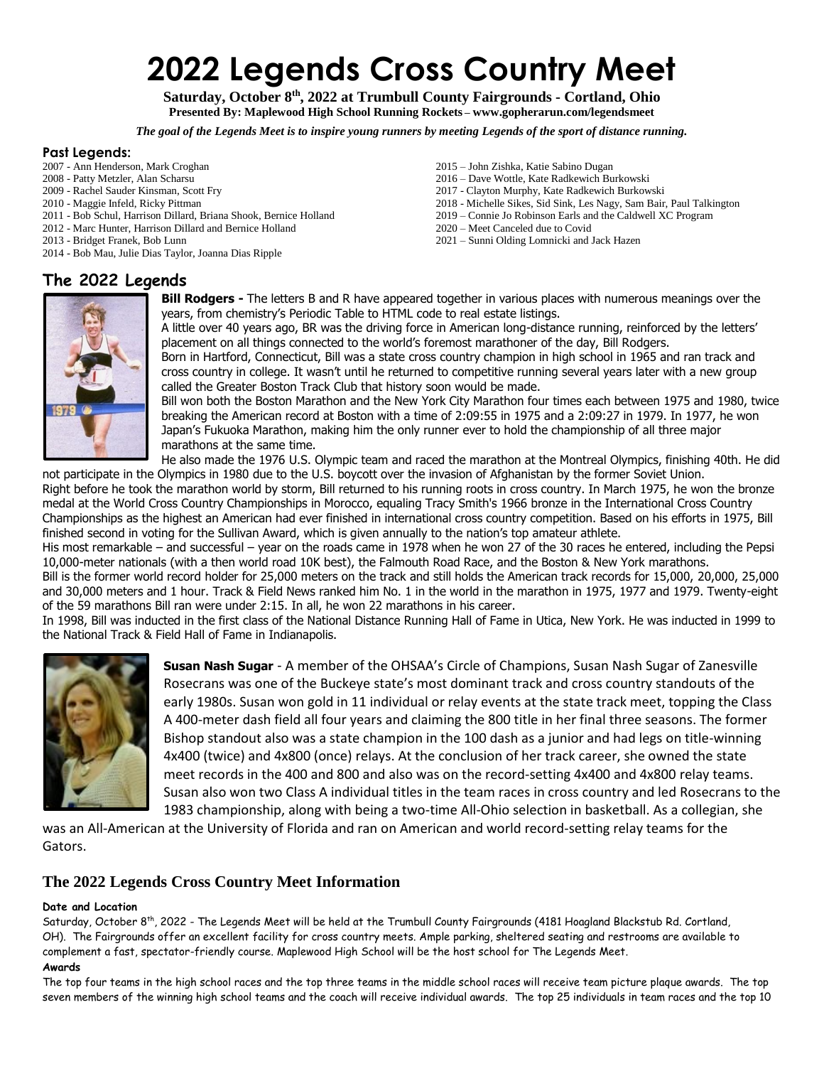# 2022 Legends Cross Country Meet

**Saturday, October 8th, 2022 at Trumbull County Fairgrounds - Cortland, Ohio**
**Presented By: Maplewood High School Running Rockets – www.gopherarun.com/legendsmeet**

***The goal of the Legends Meet is to inspire young runners by meeting Legends of the sport of distance running.***

**Past Legends:**

2007 - Ann Henderson, Mark Croghan
2008 - Patty Metzler, Alan Scharsu
2009 - Rachel Sauder Kinsman, Scott Fry
2010 - Maggie Infeld, Ricky Pittman
2011 - Bob Schul, Harrison Dillard, Briana Shook, Bernice Holland
2012 - Marc Hunter, Harrison Dillard and Bernice Holland
2013 - Bridget Franek, Bob Lunn
2014 - Bob Mau, Julie Dias Taylor, Joanna Dias Ripple
2015 – John Zishka, Katie Sabino Dugan
2016 – Dave Wottle, Kate Radkewich Burkowski
2017 - Clayton Murphy, Kate Radkewich Burkowski
2018 - Michelle Sikes, Sid Sink, Les Nagy, Sam Bair, Paul Talkington
2019 – Connie Jo Robinson Earls and the Caldwell XC Program
2020 – Meet Canceled due to Covid
2021 – Sunni Olding Lomnicki and Jack Hazen

## The 2022 Legends

**Bill Rodgers -** The letters B and R have appeared together in various places with numerous meanings over the years, from chemistry's Periodic Table to HTML code to real estate listings.

A little over 40 years ago, BR was the driving force in American long-distance running, reinforced by the letters' placement on all things connected to the world's foremost marathoner of the day, Bill Rodgers.

Born in Hartford, Connecticut, Bill was a state cross country champion in high school in 1965 and ran track and cross country in college. It wasn't until he returned to competitive running several years later with a new group called the Greater Boston Track Club that history soon would be made.

Bill won both the Boston Marathon and the New York City Marathon four times each between 1975 and 1980, twice breaking the American record at Boston with a time of 2:09:55 in 1975 and a 2:09:27 in 1979. In 1977, he won Japan's Fukuoka Marathon, making him the only runner ever to hold the championship of all three major marathons at the same time.

He also made the 1976 U.S. Olympic team and raced the marathon at the Montreal Olympics, finishing 40th. He did not participate in the Olympics in 1980 due to the U.S. boycott over the invasion of Afghanistan by the former Soviet Union.

Right before he took the marathon world by storm, Bill returned to his running roots in cross country. In March 1975, he won the bronze medal at the World Cross Country Championships in Morocco, equaling Tracy Smith's 1966 bronze in the International Cross Country Championships as the highest an American had ever finished in international cross country competition. Based on his efforts in 1975, Bill finished second in voting for the Sullivan Award, which is given annually to the nation's top amateur athlete.

His most remarkable – and successful – year on the roads came in 1978 when he won 27 of the 30 races he entered, including the Pepsi 10,000-meter nationals (with a then world road 10K best), the Falmouth Road Race, and the Boston & New York marathons.

Bill is the former world record holder for 25,000 meters on the track and still holds the American track records for 15,000, 20,000, 25,000 and 30,000 meters and 1 hour. Track & Field News ranked him No. 1 in the world in the marathon in 1975, 1977 and 1979. Twenty-eight of the 59 marathons Bill ran were under 2:15. In all, he won 22 marathons in his career.

In 1998, Bill was inducted in the first class of the National Distance Running Hall of Fame in Utica, New York. He was inducted in 1999 to the National Track & Field Hall of Fame in Indianapolis.

**Susan Nash Sugar** - A member of the OHSAA's Circle of Champions, Susan Nash Sugar of Zanesville Rosecrans was one of the Buckeye state's most dominant track and cross country standouts of the early 1980s. Susan won gold in 11 individual or relay events at the state track meet, topping the Class A 400-meter dash field all four years and claiming the 800 title in her final three seasons. The former Bishop standout also was a state champion in the 100 dash as a junior and had legs on title-winning 4x400 (twice) and 4x800 (once) relays. At the conclusion of her track career, she owned the state meet records in the 400 and 800 and also was on the record-setting 4x400 and 4x800 relay teams. Susan also won two Class A individual titles in the team races in cross country and led Rosecrans to the 1983 championship, along with being a two-time All-Ohio selection in basketball. As a collegian, she was an All-American at the University of Florida and ran on American and world record-setting relay teams for the Gators.

## The 2022 Legends Cross Country Meet Information

**Date and Location**

Saturday, October 8th, 2022 - The Legends Meet will be held at the Trumbull County Fairgrounds (4181 Hoagland Blackstub Rd. Cortland, OH). The Fairgrounds offer an excellent facility for cross country meets. Ample parking, sheltered seating and restrooms are available to complement a fast, spectator-friendly course. Maplewood High School will be the host school for The Legends Meet.

**Awards**

The top four teams in the high school races and the top three teams in the middle school races will receive team picture plaque awards. The top seven members of the winning high school teams and the coach will receive individual awards. The top 25 individuals in team races and the top 10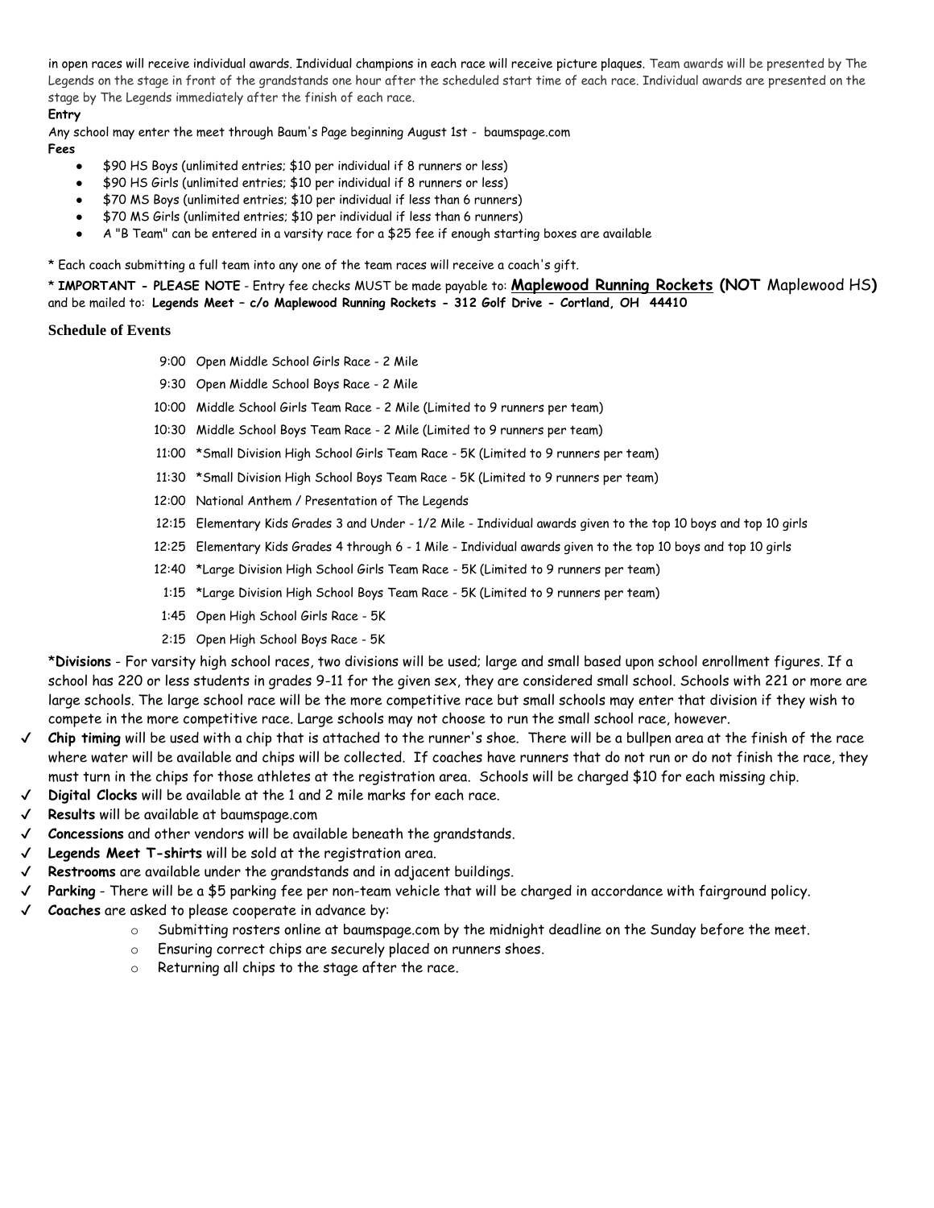in open races will receive individual awards. Individual champions in each race will receive picture plaques. Team awards will be presented by The Legends on the stage in front of the grandstands one hour after the scheduled start time of each race. Individual awards are presented on the stage by The Legends immediately after the finish of each race.

**Entry**

Any school may enter the meet through Baum's Page beginning August 1st - baumspage.com

**Fees**

- $90 HS Boys (unlimited entries; $10 per individual if 8 runners or less)
- $90 HS Girls (unlimited entries; $10 per individual if 8 runners or less)
- $70 MS Boys (unlimited entries; $10 per individual if less than 6 runners)
- $70 MS Girls (unlimited entries; $10 per individual if less than 6 runners)
- A "B Team" can be entered in a varsity race for a $25 fee if enough starting boxes are available

* Each coach submitting a full team into any one of the team races will receive a coach's gift.

* **IMPORTANT - PLEASE NOTE** - Entry fee checks MUST be made payable to: **Maplewood Running Rockets (NOT** Maplewood HS**)** and be mailed to: **Legends Meet – c/o Maplewood Running Rockets - 312 Golf Drive - Cortland, OH 44410**

## Schedule of Events

9:00 Open Middle School Girls Race - 2 Mile

9:30 Open Middle School Boys Race - 2 Mile

10:00 Middle School Girls Team Race - 2 Mile (Limited to 9 runners per team)

10:30 Middle School Boys Team Race - 2 Mile (Limited to 9 runners per team)

11:00 *Small Division High School Girls Team Race - 5K (Limited to 9 runners per team)

11:30 *Small Division High School Boys Team Race - 5K (Limited to 9 runners per team)

12:00 National Anthem / Presentation of The Legends

12:15 Elementary Kids Grades 3 and Under - 1/2 Mile - Individual awards given to the top 10 boys and top 10 girls

12:25 Elementary Kids Grades 4 through 6 - 1 Mile - Individual awards given to the top 10 boys and top 10 girls

12:40 *Large Division High School Girls Team Race - 5K (Limited to 9 runners per team)

1:15 *Large Division High School Boys Team Race - 5K (Limited to 9 runners per team)

1:45 Open High School Girls Race - 5K

2:15 Open High School Boys Race - 5K

***Divisions** - For varsity high school races, two divisions will be used; large and small based upon school enrollment figures. If a school has 220 or less students in grades 9-11 for the given sex, they are considered small school. Schools with 221 or more are large schools. The large school race will be the more competitive race but small schools may enter that division if they wish to compete in the more competitive race. Large schools may not choose to run the small school race, however.

- ✓ **Chip timing** will be used with a chip that is attached to the runner's shoe. There will be a bullpen area at the finish of the race where water will be available and chips will be collected. If coaches have runners that do not run or do not finish the race, they must turn in the chips for those athletes at the registration area. Schools will be charged $10 for each missing chip.
- ✓ **Digital Clocks** will be available at the 1 and 2 mile marks for each race.
- ✓ **Results** will be available at baumspage.com
- ✓ **Concessions** and other vendors will be available beneath the grandstands.
- ✓ **Legends Meet T-shirts** will be sold at the registration area.
- ✓ **Restrooms** are available under the grandstands and in adjacent buildings.
- ✓ **Parking** - There will be a $5 parking fee per non-team vehicle that will be charged in accordance with fairground policy.
- ✓ **Coaches** are asked to please cooperate in advance by:
  - Submitting rosters online at baumspage.com by the midnight deadline on the Sunday before the meet.
  - Ensuring correct chips are securely placed on runners shoes.
  - Returning all chips to the stage after the race.